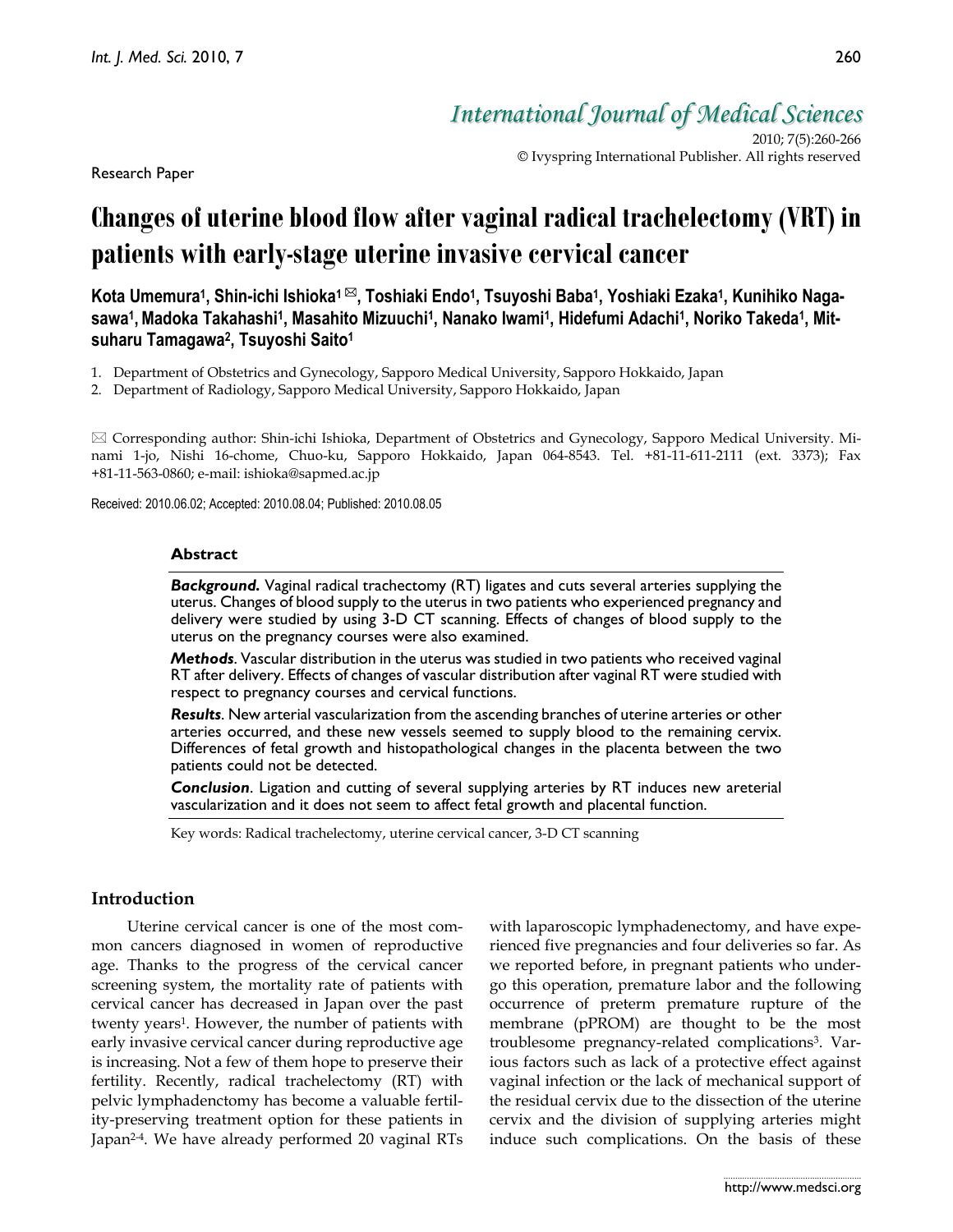# Changes of uterine blood flow after vaginal radical trachelectomy (VRT) in patients with early-stage uterine invasive cervical cancer

**Kota Umemura[1], Shin-ichi Ishioka[1] ✉, Toshiaki Endo[1], Tsuyoshi Baba[1], Yoshiaki Ezaka[1], Kunihiko Nagasawa[1], Madoka Takahashi[1], Masahito Mizuuchi[1], Nanako Iwami[1], Hidefumi Adachi[1], Noriko Takeda[1], Mitsuharu Tamagawa[2], Tsuyoshi Saito[1]**

1. Department of Obstetrics and Gynecology, Sapporo Medical University, Sapporo Hokkaido, Japan
2. Department of Radiology, Sapporo Medical University, Sapporo Hokkaido, Japan

✉ Corresponding author: Shin-ichi Ishioka, Department of Obstetrics and Gynecology, Sapporo Medical University. Minami 1-jo, Nishi 16-chome, Chuo-ku, Sapporo Hokkaido, Japan 064-8543. Tel. +81-11-611-2111 (ext. 3373); Fax +81-11-563-0860; e-mail: ishioka@sapmed.ac.jp

Received: 2010.06.02; Accepted: 2010.08.04; Published: 2010.08.05

## Abstract

***Background.*** Vaginal radical trachectomy (RT) ligates and cuts several arteries supplying the uterus. Changes of blood supply to the uterus in two patients who experienced pregnancy and delivery were studied by using 3-D CT scanning. Effects of changes of blood supply to the uterus on the pregnancy courses were also examined.

***Methods***. Vascular distribution in the uterus was studied in two patients who received vaginal RT after delivery. Effects of changes of vascular distribution after vaginal RT were studied with respect to pregnancy courses and cervical functions.

***Results***. New arterial vascularization from the ascending branches of uterine arteries or other arteries occurred, and these new vessels seemed to supply blood to the remaining cervix. Differences of fetal growth and histopathological changes in the placenta between the two patients could not be detected.

***Conclusion***. Ligation and cutting of several supplying arteries by RT induces new areterial vascularization and it does not seem to affect fetal growth and placental function.

Key words: Radical trachelectomy, uterine cervical cancer, 3-D CT scanning

## Introduction

Uterine cervical cancer is one of the most common cancers diagnosed in women of reproductive age. Thanks to the progress of the cervical cancer screening system, the mortality rate of patients with cervical cancer has decreased in Japan over the past twenty years[1]. However, the number of patients with early invasive cervical cancer during reproductive age is increasing. Not a few of them hope to preserve their fertility. Recently, radical trachelectomy (RT) with pelvic lymphadenctomy has become a valuable fertility-preserving treatment option for these patients in Japan[2-4]. We have already performed 20 vaginal RTs with laparoscopic lymphadenectomy, and have experienced five pregnancies and four deliveries so far. As we reported before, in pregnant patients who undergo this operation, premature labor and the following occurrence of preterm premature rupture of the membrane (pPROM) are thought to be the most troublesome pregnancy-related complications[3]. Various factors such as lack of a protective effect against vaginal infection or the lack of mechanical support of the residual cervix due to the dissection of the uterine cervix and the division of supplying arteries might induce such complications. On the basis of these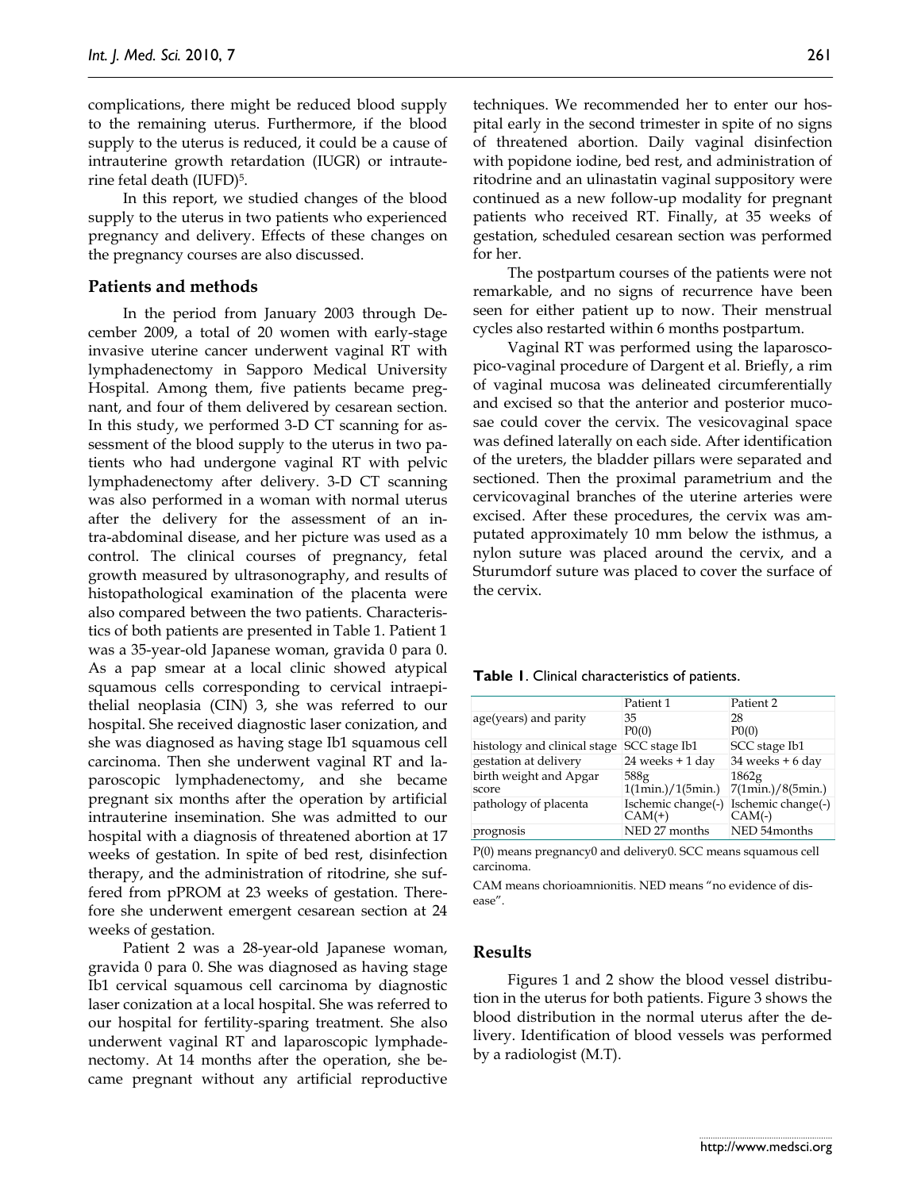complications, there might be reduced blood supply to the remaining uterus. Furthermore, if the blood supply to the uterus is reduced, it could be a cause of intrauterine growth retardation (IUGR) or intrauterine fetal death (IUFD)[5].

In this report, we studied changes of the blood supply to the uterus in two patients who experienced pregnancy and delivery. Effects of these changes on the pregnancy courses are also discussed.

## Patients and methods

In the period from January 2003 through December 2009, a total of 20 women with early-stage invasive uterine cancer underwent vaginal RT with lymphadenectomy in Sapporo Medical University Hospital. Among them, five patients became pregnant, and four of them delivered by cesarean section. In this study, we performed 3-D CT scanning for assessment of the blood supply to the uterus in two patients who had undergone vaginal RT with pelvic lymphadenectomy after delivery. 3-D CT scanning was also performed in a woman with normal uterus after the delivery for the assessment of an intra-abdominal disease, and her picture was used as a control. The clinical courses of pregnancy, fetal growth measured by ultrasonography, and results of histopathological examination of the placenta were also compared between the two patients. Characteristics of both patients are presented in Table 1. Patient 1 was a 35-year-old Japanese woman, gravida 0 para 0. As a pap smear at a local clinic showed atypical squamous cells corresponding to cervical intraepithelial neoplasia (CIN) 3, she was referred to our hospital. She received diagnostic laser conization, and she was diagnosed as having stage Ib1 squamous cell carcinoma. Then she underwent vaginal RT and laparoscopic lymphadenectomy, and she became pregnant six months after the operation by artificial intrauterine insemination. She was admitted to our hospital with a diagnosis of threatened abortion at 17 weeks of gestation. In spite of bed rest, disinfection therapy, and the administration of ritodrine, she suffered from pPROM at 23 weeks of gestation. Therefore she underwent emergent cesarean section at 24 weeks of gestation.

Patient 2 was a 28-year-old Japanese woman, gravida 0 para 0. She was diagnosed as having stage Ib1 cervical squamous cell carcinoma by diagnostic laser conization at a local hospital. She was referred to our hospital for fertility-sparing treatment. She also underwent vaginal RT and laparoscopic lymphadenectomy. At 14 months after the operation, she became pregnant without any artificial reproductive techniques. We recommended her to enter our hospital early in the second trimester in spite of no signs of threatened abortion. Daily vaginal disinfection with popidone iodine, bed rest, and administration of ritodrine and an ulinastatin vaginal suppository were continued as a new follow-up modality for pregnant patients who received RT. Finally, at 35 weeks of gestation, scheduled cesarean section was performed for her.

The postpartum courses of the patients were not remarkable, and no signs of recurrence have been seen for either patient up to now. Their menstrual cycles also restarted within 6 months postpartum.

Vaginal RT was performed using the laparoscopico-vaginal procedure of Dargent et al. Briefly, a rim of vaginal mucosa was delineated circumferentially and excised so that the anterior and posterior mucosae could cover the cervix. The vesicovaginal space was defined laterally on each side. After identification of the ureters, the bladder pillars were separated and sectioned. Then the proximal parametrium and the cervicovaginal branches of the uterine arteries were excised. After these procedures, the cervix was amputated approximately 10 mm below the isthmus, a nylon suture was placed around the cervix, and a Sturumdorf suture was placed to cover the surface of the cervix.

**Table 1**. Clinical characteristics of patients.

| | Patient 1 | Patient 2 |
|---|---|---|
| age(years) and parity | 35 P0(0) | 28 P0(0) |
| histology and clinical stage | SCC stage Ib1 | SCC stage Ib1 |
| gestation at delivery | 24 weeks + 1 day | 34 weeks + 6 day |
| birth weight and Apgar score | 588g 1(1min.)/1(5min.) | 1862g 7(1min.)/8(5min.) |
| pathology of placenta | Ischemic change(-) CAM(+) | Ischemic change(-) CAM(-) |
| prognosis | NED 27 months | NED 54months |

P(0) means pregnancy0 and delivery0. SCC means squamous cell carcinoma.

CAM means chorioamnionitis. NED means "no evidence of disease".

## Results

Figures 1 and 2 show the blood vessel distribution in the uterus for both patients. Figure 3 shows the blood distribution in the normal uterus after the delivery. Identification of blood vessels was performed by a radiologist (M.T).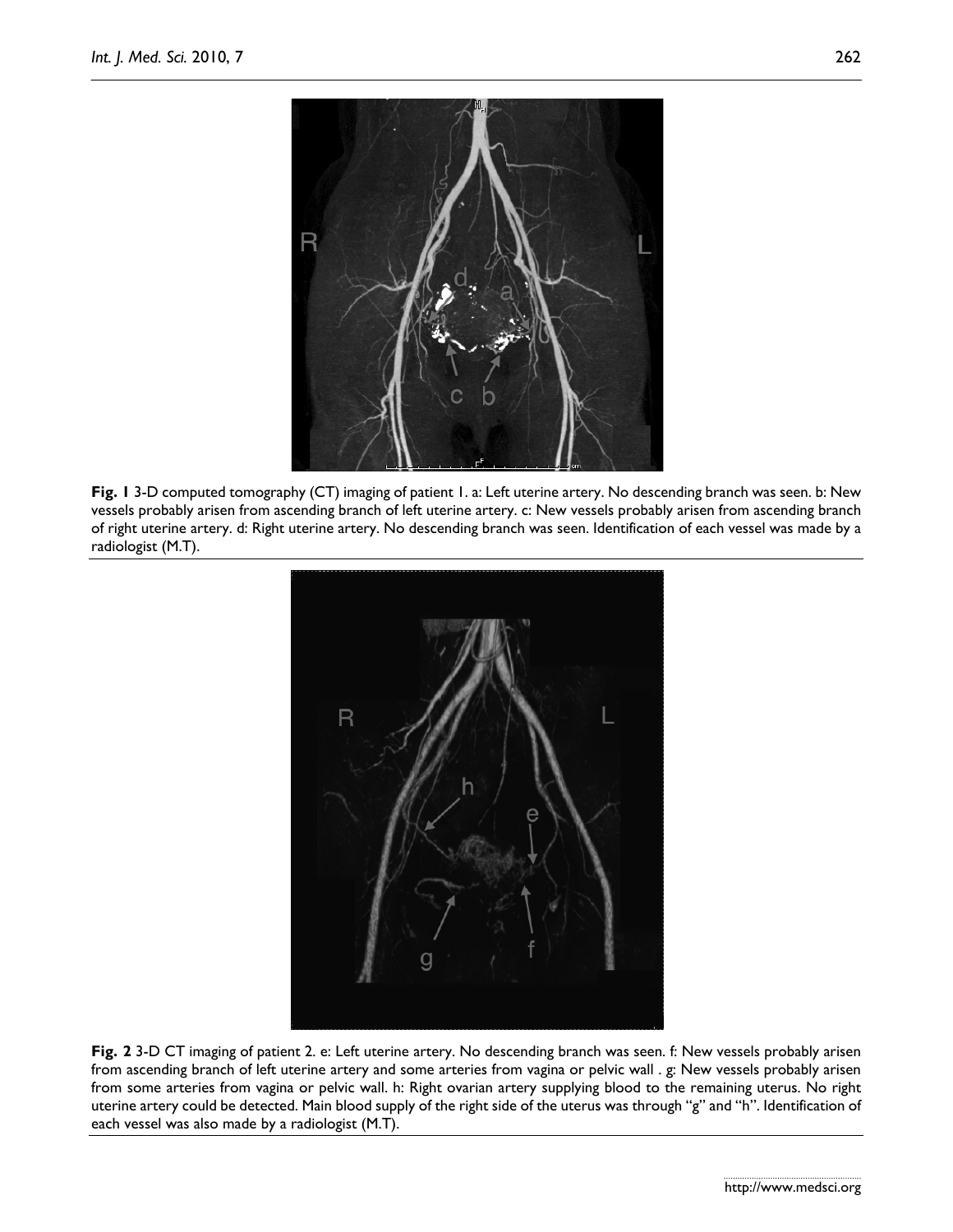**Fig. 1** 3-D computed tomography (CT) imaging of patient 1. a: Left uterine artery. No descending branch was seen. b: New vessels probably arisen from ascending branch of left uterine artery. c: New vessels probably arisen from ascending branch of right uterine artery. d: Right uterine artery. No descending branch was seen. Identification of each vessel was made by a radiologist (M.T).

**Fig. 2** 3-D CT imaging of patient 2. e: Left uterine artery. No descending branch was seen. f: New vessels probably arisen from ascending branch of left uterine artery and some arteries from vagina or pelvic wall . g: New vessels probably arisen from some arteries from vagina or pelvic wall. h: Right ovarian artery supplying blood to the remaining uterus. No right uterine artery could be detected. Main blood supply of the right side of the uterus was through "g" and "h". Identification of each vessel was also made by a radiologist (M.T).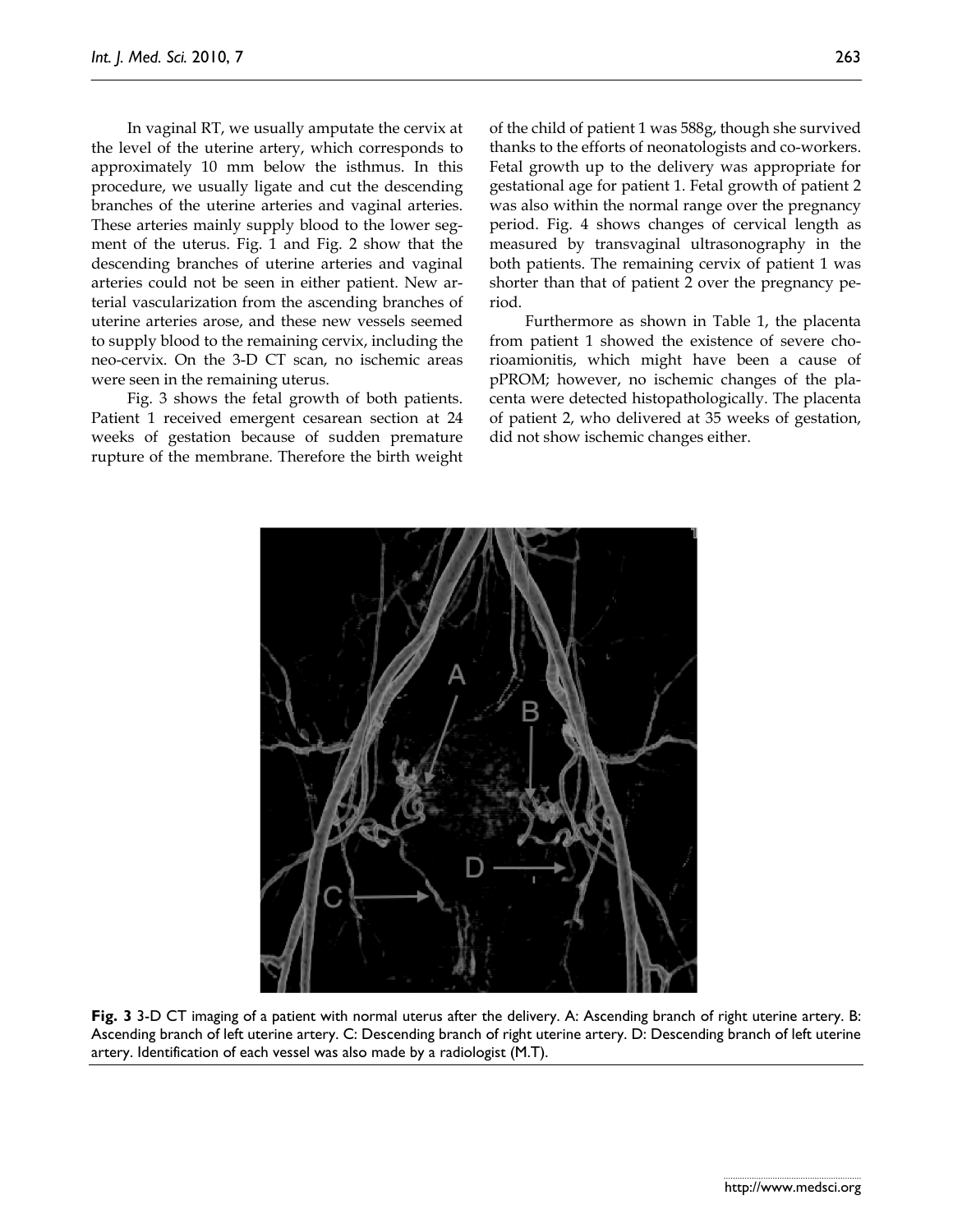In vaginal RT, we usually amputate the cervix at the level of the uterine artery, which corresponds to approximately 10 mm below the isthmus. In this procedure, we usually ligate and cut the descending branches of the uterine arteries and vaginal arteries. These arteries mainly supply blood to the lower segment of the uterus. Fig. 1 and Fig. 2 show that the descending branches of uterine arteries and vaginal arteries could not be seen in either patient. New arterial vascularization from the ascending branches of uterine arteries arose, and these new vessels seemed to supply blood to the remaining cervix, including the neo-cervix. On the 3-D CT scan, no ischemic areas were seen in the remaining uterus.

Fig. 3 shows the fetal growth of both patients. Patient 1 received emergent cesarean section at 24 weeks of gestation because of sudden premature rupture of the membrane. Therefore the birth weight of the child of patient 1 was 588g, though she survived thanks to the efforts of neonatologists and co-workers. Fetal growth up to the delivery was appropriate for gestational age for patient 1. Fetal growth of patient 2 was also within the normal range over the pregnancy period. Fig. 4 shows changes of cervical length as measured by transvaginal ultrasonography in the both patients. The remaining cervix of patient 1 was shorter than that of patient 2 over the pregnancy period.

Furthermore as shown in Table 1, the placenta from patient 1 showed the existence of severe chorioamionitis, which might have been a cause of pPROM; however, no ischemic changes of the placenta were detected histopathologically. The placenta of patient 2, who delivered at 35 weeks of gestation, did not show ischemic changes either.

**Fig. 3** 3-D CT imaging of a patient with normal uterus after the delivery. A: Ascending branch of right uterine artery. B: Ascending branch of left uterine artery. C: Descending branch of right uterine artery. D: Descending branch of left uterine artery. Identification of each vessel was also made by a radiologist (M.T).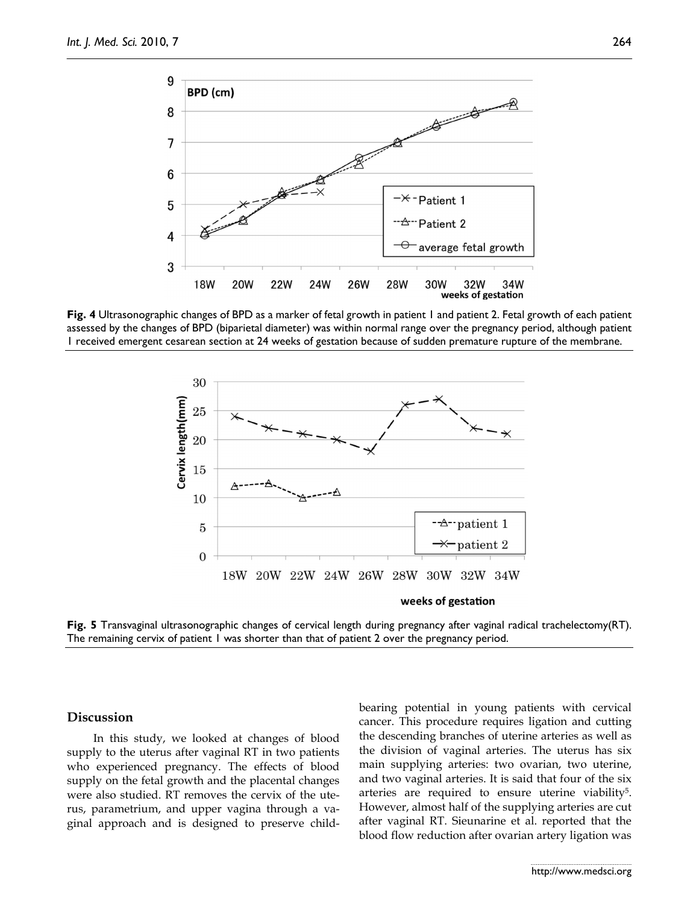**Fig. 4** Ultrasonographic changes of BPD as a marker of fetal growth in patient 1 and patient 2. Fetal growth of each patient assessed by the changes of BPD (biparietal diameter) was within normal range over the pregnancy period, although patient 1 received emergent cesarean section at 24 weeks of gestation because of sudden premature rupture of the membrane.

**Fig. 5** Transvaginal ultrasonographic changes of cervical length during pregnancy after vaginal radical trachelectomy(RT). The remaining cervix of patient 1 was shorter than that of patient 2 over the pregnancy period.

## Discussion

In this study, we looked at changes of blood supply to the uterus after vaginal RT in two patients who experienced pregnancy. The effects of blood supply on the fetal growth and the placental changes were also studied. RT removes the cervix of the uterus, parametrium, and upper vagina through a vaginal approach and is designed to preserve child-bearing potential in young patients with cervical cancer. This procedure requires ligation and cutting the descending branches of uterine arteries as well as the division of vaginal arteries. The uterus has six main supplying arteries: two ovarian, two uterine, and two vaginal arteries. It is said that four of the six arteries are required to ensure uterine viability[5]. However, almost half of the supplying arteries are cut after vaginal RT. Sieunarine et al. reported that the blood flow reduction after ovarian artery ligation was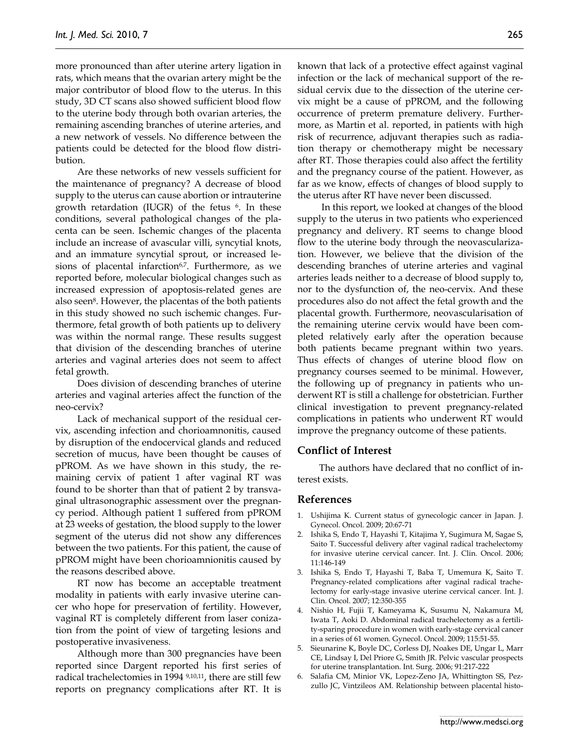more pronounced than after uterine artery ligation in rats, which means that the ovarian artery might be the major contributor of blood flow to the uterus. In this study, 3D CT scans also showed sufficient blood flow to the uterine body through both ovarian arteries, the remaining ascending branches of uterine arteries, and a new network of vessels. No difference between the patients could be detected for the blood flow distribution.

Are these networks of new vessels sufficient for the maintenance of pregnancy? A decrease of blood supply to the uterus can cause abortion or intrauterine growth retardation (IUGR) of the fetus [6]. In these conditions, several pathological changes of the placenta can be seen. Ischemic changes of the placenta include an increase of avascular villi, syncytial knots, and an immature syncytial sprout, or increased lesions of placental infarction[6,7]. Furthermore, as we reported before, molecular biological changes such as increased expression of apoptosis-related genes are also seen[8]. However, the placentas of the both patients in this study showed no such ischemic changes. Furthermore, fetal growth of both patients up to delivery was within the normal range. These results suggest that division of the descending branches of uterine arteries and vaginal arteries does not seem to affect fetal growth.

Does division of descending branches of uterine arteries and vaginal arteries affect the function of the neo-cervix?

Lack of mechanical support of the residual cervix, ascending infection and chorioamnonitis, caused by disruption of the endocervical glands and reduced secretion of mucus, have been thought be causes of pPROM. As we have shown in this study, the remaining cervix of patient 1 after vaginal RT was found to be shorter than that of patient 2 by transvaginal ultrasonographic assessment over the pregnancy period. Although patient 1 suffered from pPROM at 23 weeks of gestation, the blood supply to the lower segment of the uterus did not show any differences between the two patients. For this patient, the cause of pPROM might have been chorioamnionitis caused by the reasons described above.

RT now has become an acceptable treatment modality in patients with early invasive uterine cancer who hope for preservation of fertility. However, vaginal RT is completely different from laser conization from the point of view of targeting lesions and postoperative invasiveness.

Although more than 300 pregnancies have been reported since Dargent reported his first series of radical trachelectomies in 1994 [9,10,11], there are still few reports on pregnancy complications after RT. It is known that lack of a protective effect against vaginal infection or the lack of mechanical support of the residual cervix due to the dissection of the uterine cervix might be a cause of pPROM, and the following occurrence of preterm premature delivery. Furthermore, as Martin et al. reported, in patients with high risk of recurrence, adjuvant therapies such as radiation therapy or chemotherapy might be necessary after RT. Those therapies could also affect the fertility and the pregnancy course of the patient. However, as far as we know, effects of changes of blood supply to the uterus after RT have never been discussed.

In this report, we looked at changes of the blood supply to the uterus in two patients who experienced pregnancy and delivery. RT seems to change blood flow to the uterine body through the neovascularization. However, we believe that the division of the descending branches of uterine arteries and vaginal arteries leads neither to a decrease of blood supply to, nor to the dysfunction of, the neo-cervix. And these procedures also do not affect the fetal growth and the placental growth. Furthermore, neovascularisation of the remaining uterine cervix would have been completed relatively early after the operation because both patients became pregnant within two years. Thus effects of changes of uterine blood flow on pregnancy courses seemed to be minimal. However, the following up of pregnancy in patients who underwent RT is still a challenge for obstetrician. Further clinical investigation to prevent pregnancy-related complications in patients who underwent RT would improve the pregnancy outcome of these patients.

## Conflict of Interest

The authors have declared that no conflict of interest exists.

## References

1. Ushijima K. Current status of gynecologic cancer in Japan. J. Gynecol. Oncol. 2009; 20:67-71
2. Ishika S, Endo T, Hayashi T, Kitajima Y, Sugimura M, Sagae S, Saito T. Successful delivery after vaginal radical trachelectomy for invasive uterine cervical cancer. Int. J. Clin. Oncol. 2006; 11:146-149
3. Ishika S, Endo T, Hayashi T, Baba T, Umemura K, Saito T. Pregnancy-related complications after vaginal radical trachelectomy for early-stage invasive uterine cervical cancer. Int. J. Clin. Oncol. 2007; 12:350-355
4. Nishio H, Fujii T, Kameyama K, Susumu N, Nakamura M, Iwata T, Aoki D. Abdominal radical trachelectomy as a fertility-sparing procedure in women with early-stage cervical cancer in a series of 61 women. Gynecol. Oncol. 2009; 115:51-55.
5. Sieunarine K, Boyle DC, Corless DJ, Noakes DE, Ungar L, Marr CE, Lindsay I, Del Priore G, Smith JR. Pelvic vascular prospects for uterine transplantation. Int. Surg. 2006; 91:217-222
6. Salafia CM, Minior VK, Lopez-Zeno JA, Whittington SS, Pezzullo JC, Vintzileos AM. Relationship between placental histo-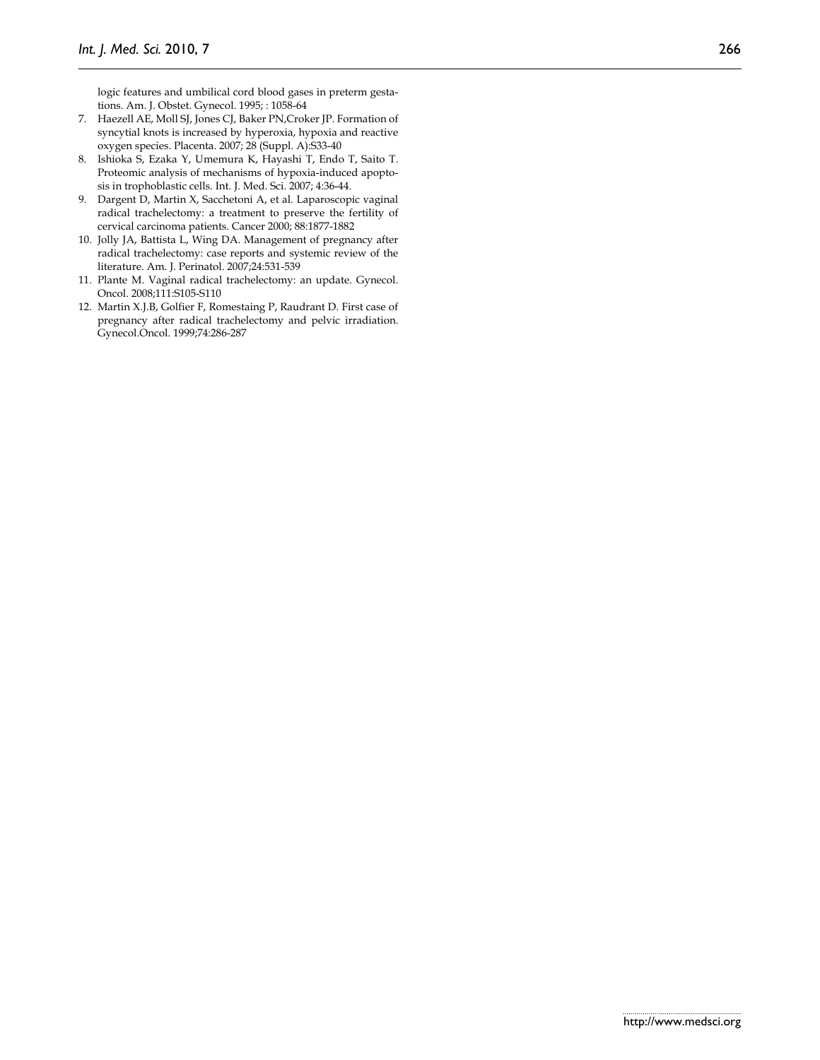logic features and umbilical cord blood gases in preterm gestations. Am. J. Obstet. Gynecol. 1995; : 1058-64

7. Haezell AE, Moll SJ, Jones CJ, Baker PN,Croker JP. Formation of syncytial knots is increased by hyperoxia, hypoxia and reactive oxygen species. Placenta. 2007; 28 (Suppl. A):S33-40
8. Ishioka S, Ezaka Y, Umemura K, Hayashi T, Endo T, Saito T. Proteomic analysis of mechanisms of hypoxia-induced apoptosis in trophoblastic cells. Int. J. Med. Sci. 2007; 4:36-44.
9. Dargent D, Martin X, Sacchetoni A, et al. Laparoscopic vaginal radical trachelectomy: a treatment to preserve the fertility of cervical carcinoma patients. Cancer 2000; 88:1877-1882
10. Jolly JA, Battista L, Wing DA. Management of pregnancy after radical trachelectomy: case reports and systemic review of the literature. Am. J. Perinatol. 2007;24:531-539
11. Plante M. Vaginal radical trachelectomy: an update. Gynecol. Oncol. 2008;111:S105-S110
12. Martin X.J.B, Golfier F, Romestaing P, Raudrant D. First case of pregnancy after radical trachelectomy and pelvic irradiation. Gynecol.Oncol. 1999;74:286-287